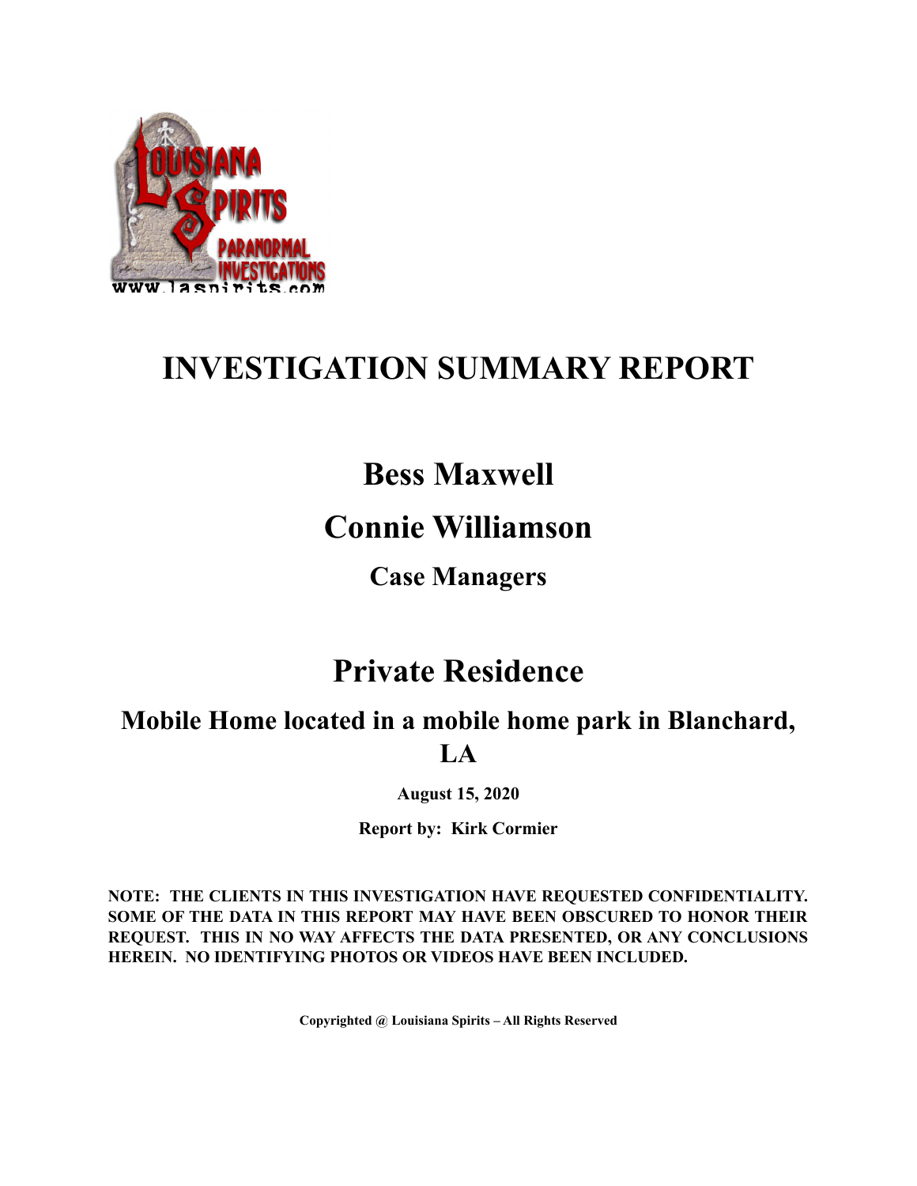# INVESTIGATION SUMMARY REPORT

## Bess Maxwell

## Connie Williamson

### Case Managers

## Private Residence

### Mobile Home located in a mobile home park in Blanchard, LA

**August 15, 2020**

**Report by: Kirk Cormier**

**NOTE: THE CLIENTS IN THIS INVESTIGATION HAVE REQUESTED CONFIDENTIALITY. SOME OF THE DATA IN THIS REPORT MAY HAVE BEEN OBSCURED TO HONOR THEIR REQUEST. THIS IN NO WAY AFFECTS THE DATA PRESENTED, OR ANY CONCLUSIONS HEREIN. NO IDENTIFYING PHOTOS OR VIDEOS HAVE BEEN INCLUDED.**

**Copyrighted @ Louisiana Spirits – All Rights Reserved**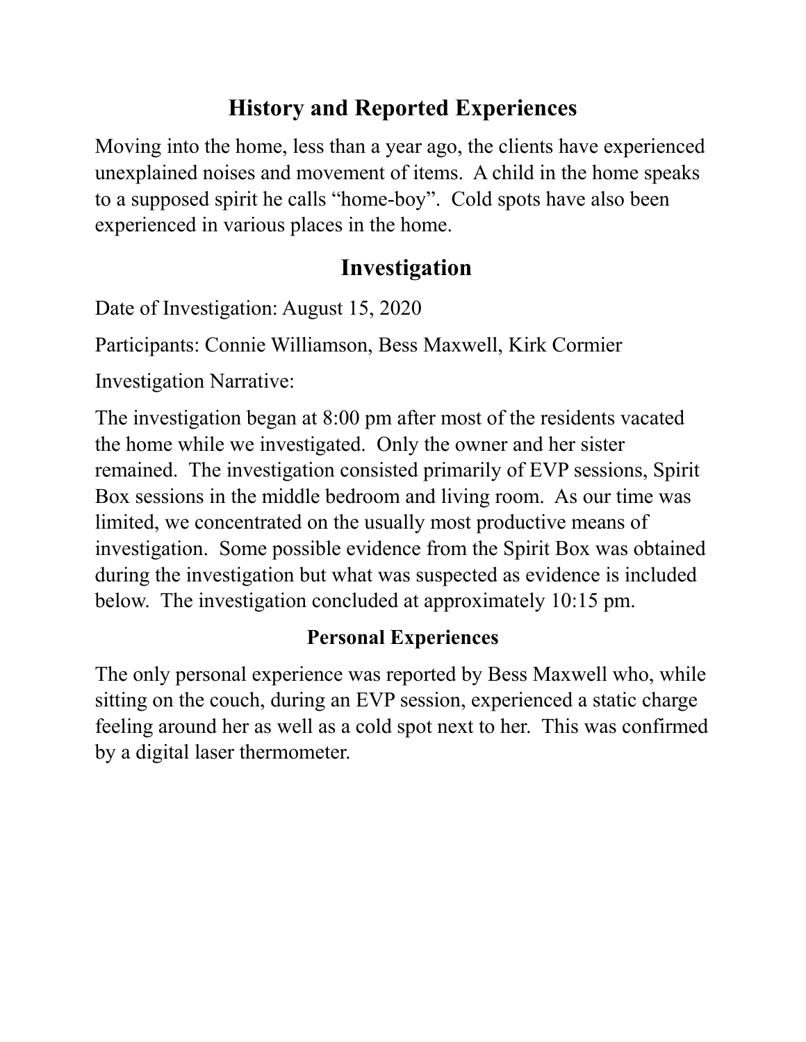## History and Reported Experiences

Moving into the home, less than a year ago, the clients have experienced unexplained noises and movement of items. A child in the home speaks to a supposed spirit he calls "home-boy". Cold spots have also been experienced in various places in the home.

## Investigation

Date of Investigation: August 15, 2020

Participants: Connie Williamson, Bess Maxwell, Kirk Cormier

Investigation Narrative:

The investigation began at 8:00 pm after most of the residents vacated the home while we investigated. Only the owner and her sister remained. The investigation consisted primarily of EVP sessions, Spirit Box sessions in the middle bedroom and living room. As our time was limited, we concentrated on the usually most productive means of investigation. Some possible evidence from the Spirit Box was obtained during the investigation but what was suspected as evidence is included below. The investigation concluded at approximately 10:15 pm.

### Personal Experiences

The only personal experience was reported by Bess Maxwell who, while sitting on the couch, during an EVP session, experienced a static charge feeling around her as well as a cold spot next to her. This was confirmed by a digital laser thermometer.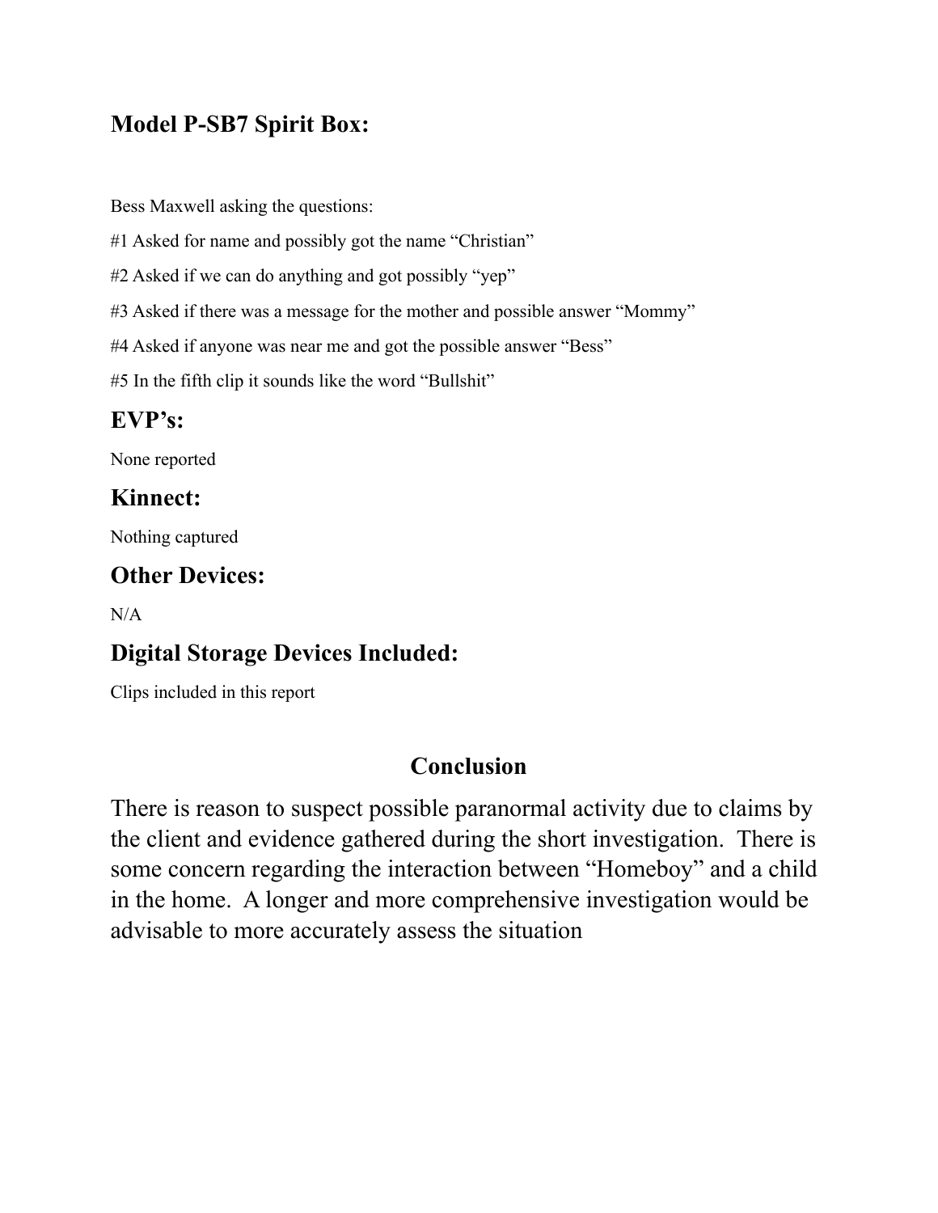## Model P-SB7 Spirit Box:

Bess Maxwell asking the questions:

#1 Asked for name and possibly got the name "Christian"

#2 Asked if we can do anything and got possibly "yep"

#3 Asked if there was a message for the mother and possible answer "Mommy"

#4 Asked if anyone was near me and got the possible answer "Bess"

#5 In the fifth clip it sounds like the word "Bullshit"

## EVP's:

None reported

## Kinnect:

Nothing captured

## Other Devices:

N/A

## Digital Storage Devices Included:

Clips included in this report

## Conclusion

There is reason to suspect possible paranormal activity due to claims by the client and evidence gathered during the short investigation. There is some concern regarding the interaction between "Homeboy" and a child in the home. A longer and more comprehensive investigation would be advisable to more accurately assess the situation